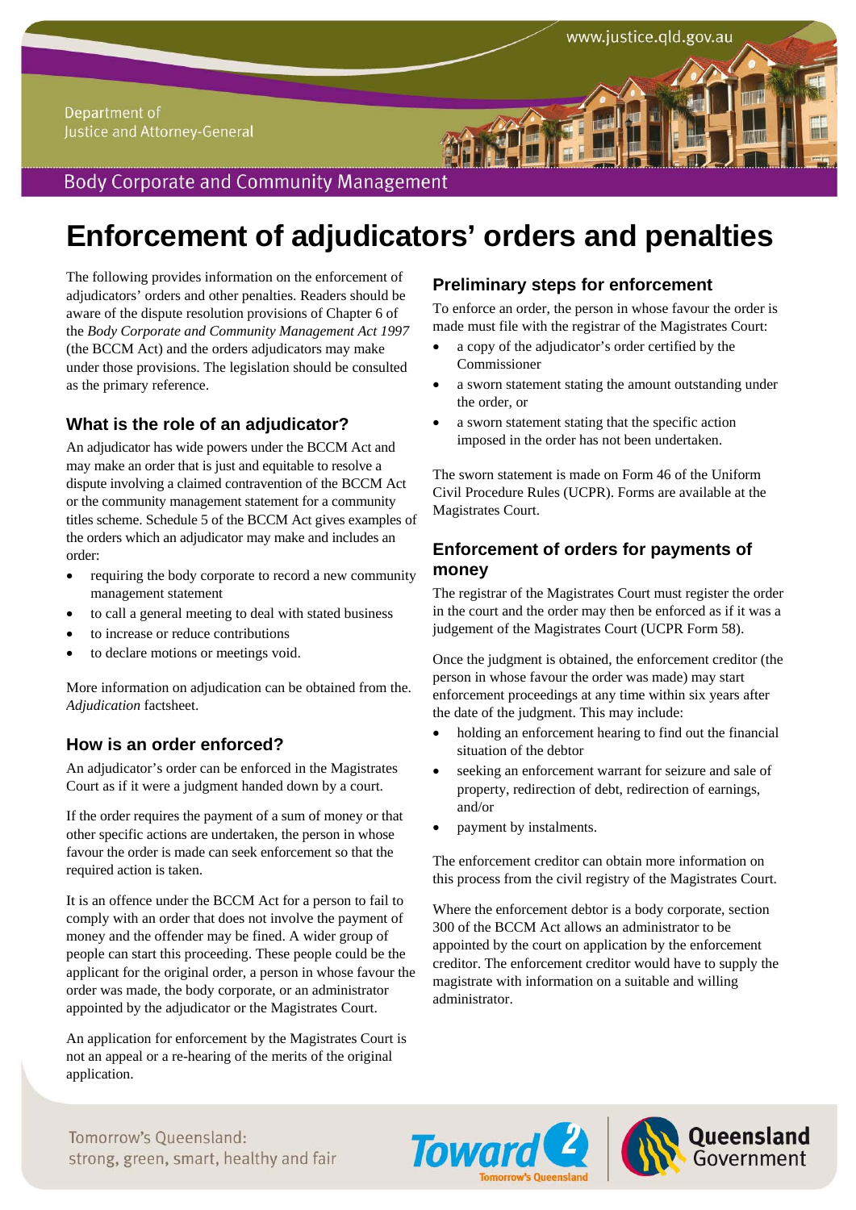# Enforcement of adjudicators' orders and penalties

The following provides information on the enforcement of adjudicators' orders and other penalties. Readers should be aware of the dispute resolution provisions of Chapter 6 of the *Body Corporate and Community Management Act 1997* (the BCCM Act) and the orders adjudicators may make under those provisions. The legislation should be consulted as the primary reference.

## What is the role of an adjudicator?

An adjudicator has wide powers under the BCCM Act and may make an order that is just and equitable to resolve a dispute involving a claimed contravention of the BCCM Act or the community management statement for a community titles scheme. Schedule 5 of the BCCM Act gives examples of the orders which an adjudicator may make and includes an order:

- requiring the body corporate to record a new community management statement
- to call a general meeting to deal with stated business
- to increase or reduce contributions
- to declare motions or meetings void.

More information on adjudication can be obtained from the. *Adjudication* factsheet.

## How is an order enforced?

An adjudicator's order can be enforced in the Magistrates Court as if it were a judgment handed down by a court.

If the order requires the payment of a sum of money or that other specific actions are undertaken, the person in whose favour the order is made can seek enforcement so that the required action is taken.

It is an offence under the BCCM Act for a person to fail to comply with an order that does not involve the payment of money and the offender may be fined. A wider group of people can start this proceeding. These people could be the applicant for the original order, a person in whose favour the order was made, the body corporate, or an administrator appointed by the adjudicator or the Magistrates Court.

An application for enforcement by the Magistrates Court is not an appeal or a re-hearing of the merits of the original application.

## Preliminary steps for enforcement

To enforce an order, the person in whose favour the order is made must file with the registrar of the Magistrates Court:

- a copy of the adjudicator's order certified by the Commissioner
- a sworn statement stating the amount outstanding under the order, or
- a sworn statement stating that the specific action imposed in the order has not been undertaken.

The sworn statement is made on Form 46 of the Uniform Civil Procedure Rules (UCPR). Forms are available at the Magistrates Court.

## Enforcement of orders for payments of money

The registrar of the Magistrates Court must register the order in the court and the order may then be enforced as if it was a judgement of the Magistrates Court (UCPR Form 58).

Once the judgment is obtained, the enforcement creditor (the person in whose favour the order was made) may start enforcement proceedings at any time within six years after the date of the judgment. This may include:

- holding an enforcement hearing to find out the financial situation of the debtor
- seeking an enforcement warrant for seizure and sale of property, redirection of debt, redirection of earnings, and/or
- payment by instalments.

The enforcement creditor can obtain more information on this process from the civil registry of the Magistrates Court.

Where the enforcement debtor is a body corporate, section 300 of the BCCM Act allows an administrator to be appointed by the court on application by the enforcement creditor. The enforcement creditor would have to supply the magistrate with information on a suitable and willing administrator.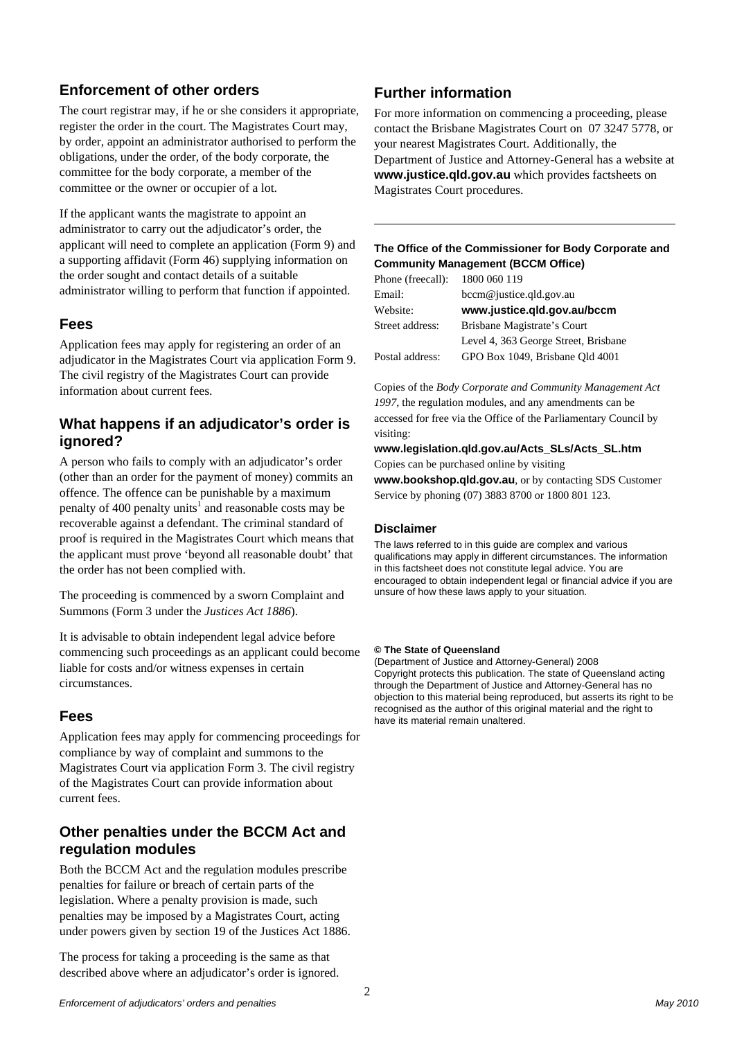## Enforcement of other orders

The court registrar may, if he or she considers it appropriate, register the order in the court. The Magistrates Court may, by order, appoint an administrator authorised to perform the obligations, under the order, of the body corporate, the committee for the body corporate, a member of the committee or the owner or occupier of a lot.

If the applicant wants the magistrate to appoint an administrator to carry out the adjudicator's order, the applicant will need to complete an application (Form 9) and a supporting affidavit (Form 46) supplying information on the order sought and contact details of a suitable administrator willing to perform that function if appointed.

## Fees

Application fees may apply for registering an order of an adjudicator in the Magistrates Court via application Form 9. The civil registry of the Magistrates Court can provide information about current fees.

## What happens if an adjudicator's order is ignored?

A person who fails to comply with an adjudicator's order (other than an order for the payment of money) commits an offence. The offence can be punishable by a maximum penalty of 400 penalty units[1] and reasonable costs may be recoverable against a defendant. The criminal standard of proof is required in the Magistrates Court which means that the applicant must prove 'beyond all reasonable doubt' that the order has not been complied with.

The proceeding is commenced by a sworn Complaint and Summons (Form 3 under the *Justices Act 1886*).

It is advisable to obtain independent legal advice before commencing such proceedings as an applicant could become liable for costs and/or witness expenses in certain circumstances.

## Fees

Application fees may apply for commencing proceedings for compliance by way of complaint and summons to the Magistrates Court via application Form 3. The civil registry of the Magistrates Court can provide information about current fees.

## Other penalties under the BCCM Act and regulation modules

Both the BCCM Act and the regulation modules prescribe penalties for failure or breach of certain parts of the legislation. Where a penalty provision is made, such penalties may be imposed by a Magistrates Court, acting under powers given by section 19 of the Justices Act 1886.

The process for taking a proceeding is the same as that described above where an adjudicator's order is ignored.

## Further information

For more information on commencing a proceeding, please contact the Brisbane Magistrates Court on 07 3247 5778, or your nearest Magistrates Court. Additionally, the Department of Justice and Attorney-General has a website at **www.justice.qld.gov.au** which provides factsheets on Magistrates Court procedures.

---

**The Office of the Commissioner for Body Corporate and Community Management (BCCM Office)**

| | |
|---|---|
| Phone (freecall): | 1800 060 119 |
| Email: | bccm@justice.qld.gov.au |
| Website: | **www.justice.qld.gov.au/bccm** |
| Street address: | Brisbane Magistrate's Court<br>Level 4, 363 George Street, Brisbane |
| Postal address: | GPO Box 1049, Brisbane Qld 4001 |

Copies of the *Body Corporate and Community Management Act 1997*, the regulation modules, and any amendments can be accessed for free via the Office of the Parliamentary Council by visiting:

**www.legislation.qld.gov.au/Acts_SLs/Acts_SL.htm**

Copies can be purchased online by visiting **www.bookshop.qld.gov.au**, or by contacting SDS Customer Service by phoning (07) 3883 8700 or 1800 801 123.

### Disclaimer

The laws referred to in this guide are complex and various qualifications may apply in different circumstances. The information in this factsheet does not constitute legal advice. You are encouraged to obtain independent legal or financial advice if you are unsure of how these laws apply to your situation.

**© The State of Queensland**
(Department of Justice and Attorney-General) 2008
Copyright protects this publication. The state of Queensland acting through the Department of Justice and Attorney-General has no objection to this material being reproduced, but asserts its right to be recognised as the author of this original material and the right to have its material remain unaltered.